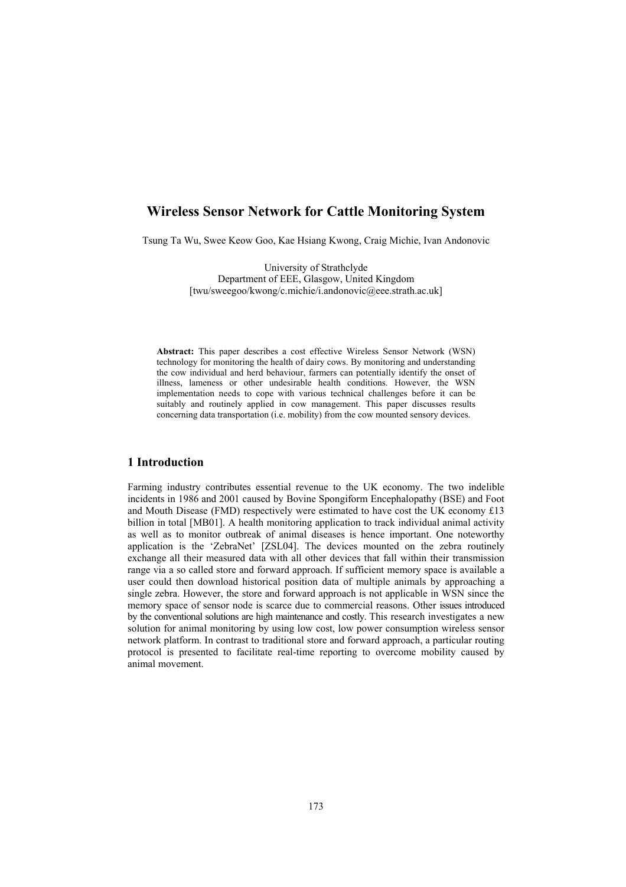# Wireless Sensor Network for Cattle Monitoring System

Tsung Ta Wu, Swee Keow Goo, Kae Hsiang Kwong, Craig Michie, Ivan Andonovic

University of Strathclyde
Department of EEE, Glasgow, United Kingdom
[twu/sweegoo/kwong/c.michie/i.andonovic@eee.strath.ac.uk]

**Abstract:** This paper describes a cost effective Wireless Sensor Network (WSN) technology for monitoring the health of dairy cows. By monitoring and understanding the cow individual and herd behaviour, farmers can potentially identify the onset of illness, lameness or other undesirable health conditions. However, the WSN implementation needs to cope with various technical challenges before it can be suitably and routinely applied in cow management. This paper discusses results concerning data transportation (i.e. mobility) from the cow mounted sensory devices.

## 1 Introduction

Farming industry contributes essential revenue to the UK economy. The two indelible incidents in 1986 and 2001 caused by Bovine Spongiform Encephalopathy (BSE) and Foot and Mouth Disease (FMD) respectively were estimated to have cost the UK economy £13 billion in total [MB01]. A health monitoring application to track individual animal activity as well as to monitor outbreak of animal diseases is hence important. One noteworthy application is the 'ZebraNet' [ZSL04]. The devices mounted on the zebra routinely exchange all their measured data with all other devices that fall within their transmission range via a so called store and forward approach. If sufficient memory space is available a user could then download historical position data of multiple animals by approaching a single zebra. However, the store and forward approach is not applicable in WSN since the memory space of sensor node is scarce due to commercial reasons. Other issues introduced by the conventional solutions are high maintenance and costly. This research investigates a new solution for animal monitoring by using low cost, low power consumption wireless sensor network platform. In contrast to traditional store and forward approach, a particular routing protocol is presented to facilitate real-time reporting to overcome mobility caused by animal movement.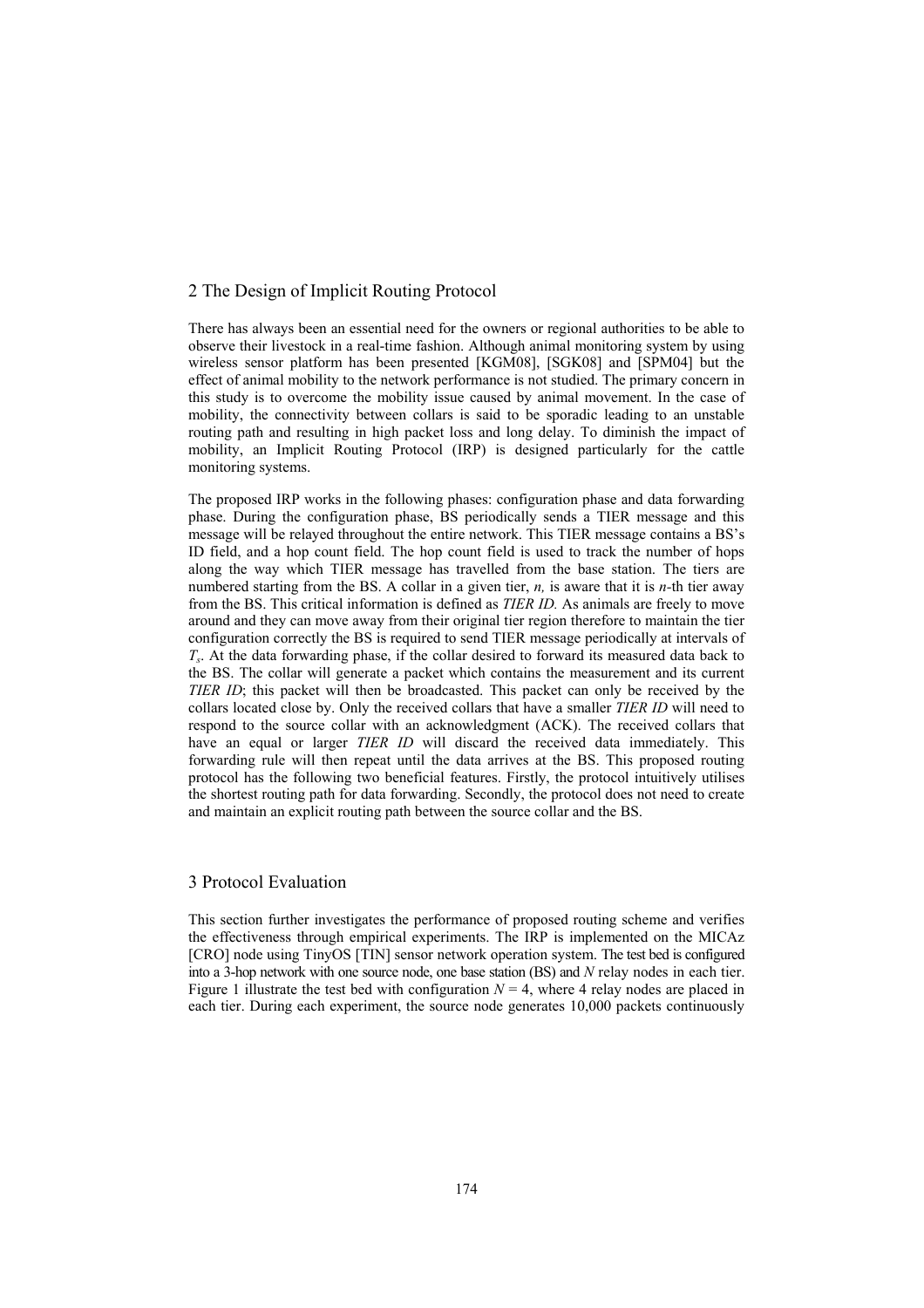## 2 The Design of Implicit Routing Protocol

There has always been an essential need for the owners or regional authorities to be able to observe their livestock in a real-time fashion. Although animal monitoring system by using wireless sensor platform has been presented [KGM08], [SGK08] and [SPM04] but the effect of animal mobility to the network performance is not studied. The primary concern in this study is to overcome the mobility issue caused by animal movement. In the case of mobility, the connectivity between collars is said to be sporadic leading to an unstable routing path and resulting in high packet loss and long delay. To diminish the impact of mobility, an Implicit Routing Protocol (IRP) is designed particularly for the cattle monitoring systems.

The proposed IRP works in the following phases: configuration phase and data forwarding phase. During the configuration phase, BS periodically sends a TIER message and this message will be relayed throughout the entire network. This TIER message contains a BS's ID field, and a hop count field. The hop count field is used to track the number of hops along the way which TIER message has travelled from the base station. The tiers are numbered starting from the BS. A collar in a given tier, $n$, is aware that it is $n$-th tier away from the BS. This critical information is defined as *TIER ID.* As animals are freely to move around and they can move away from their original tier region therefore to maintain the tier configuration correctly the BS is required to send TIER message periodically at intervals of $T_s$. At the data forwarding phase, if the collar desired to forward its measured data back to the BS. The collar will generate a packet which contains the measurement and its current *TIER ID*; this packet will then be broadcasted. This packet can only be received by the collars located close by. Only the received collars that have a smaller *TIER ID* will need to respond to the source collar with an acknowledgment (ACK). The received collars that have an equal or larger *TIER ID* will discard the received data immediately. This forwarding rule will then repeat until the data arrives at the BS. This proposed routing protocol has the following two beneficial features. Firstly, the protocol intuitively utilises the shortest routing path for data forwarding. Secondly, the protocol does not need to create and maintain an explicit routing path between the source collar and the BS.

## 3 Protocol Evaluation

This section further investigates the performance of proposed routing scheme and verifies the effectiveness through empirical experiments. The IRP is implemented on the MICAz [CRO] node using TinyOS [TIN] sensor network operation system. The test bed is configured into a 3-hop network with one source node, one base station (BS) and $N$ relay nodes in each tier. Figure 1 illustrate the test bed with configuration $N = 4$, where 4 relay nodes are placed in each tier. During each experiment, the source node generates 10,000 packets continuously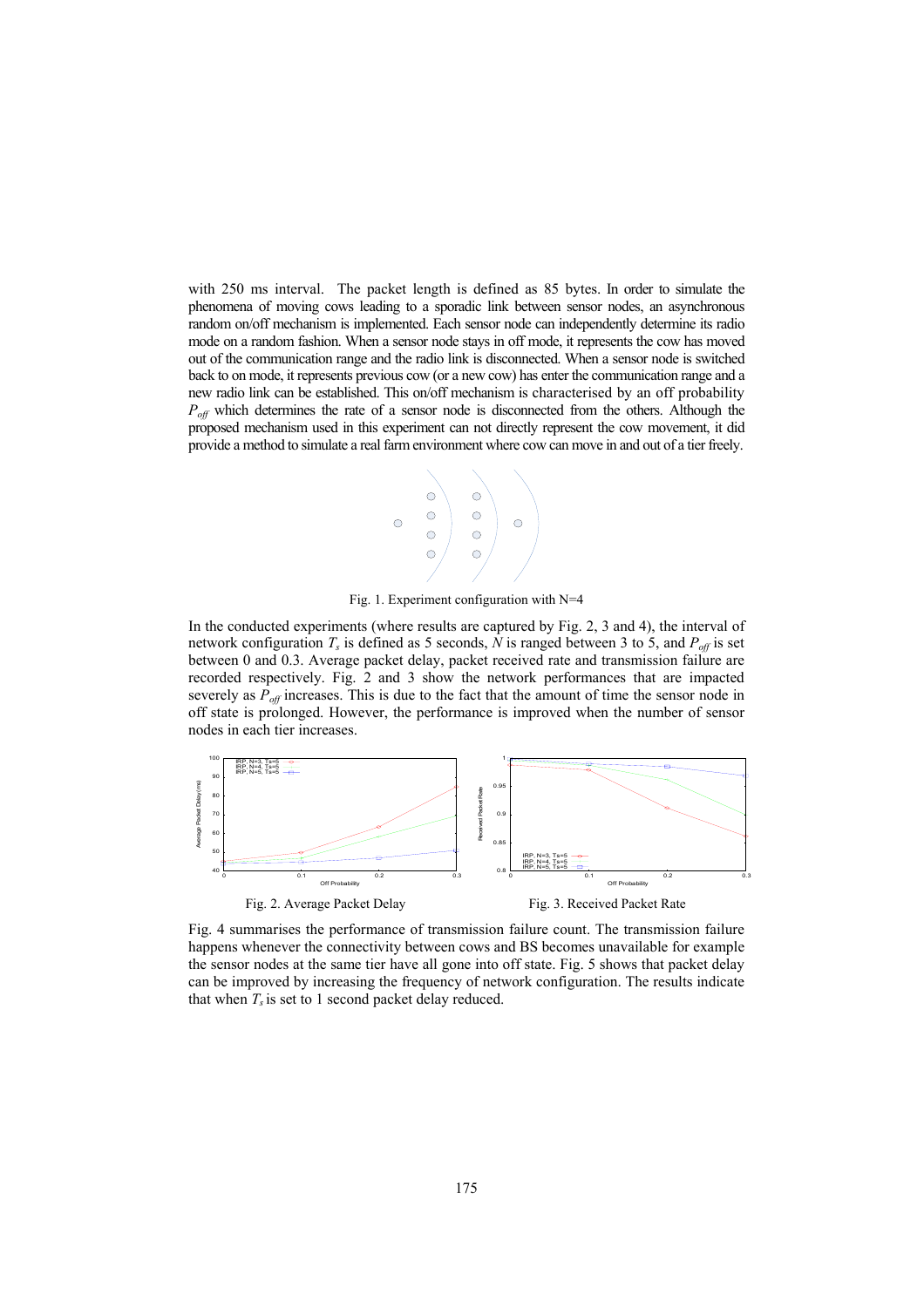with 250 ms interval. The packet length is defined as 85 bytes. In order to simulate the phenomena of moving cows leading to a sporadic link between sensor nodes, an asynchronous random on/off mechanism is implemented. Each sensor node can independently determine its radio mode on a random fashion. When a sensor node stays in off mode, it represents the cow has moved out of the communication range and the radio link is disconnected. When a sensor node is switched back to on mode, it represents previous cow (or a new cow) has enter the communication range and a new radio link can be established. This on/off mechanism is characterised by an off probability $P_{off}$ which determines the rate of a sensor node is disconnected from the others. Although the proposed mechanism used in this experiment can not directly represent the cow movement, it did provide a method to simulate a real farm environment where cow can move in and out of a tier freely.

Fig. 1. Experiment configuration with N=4

In the conducted experiments (where results are captured by Fig. 2, 3 and 4), the interval of network configuration $T_s$ is defined as 5 seconds, $N$ is ranged between 3 to 5, and $P_{off}$ is set between 0 and 0.3. Average packet delay, packet received rate and transmission failure are recorded respectively. Fig. 2 and 3 show the network performances that are impacted severely as $P_{off}$ increases. This is due to the fact that the amount of time the sensor node in off state is prolonged. However, the performance is improved when the number of sensor nodes in each tier increases.

Fig. 2. Average Packet Delay

Fig. 3. Received Packet Rate

Fig. 4 summarises the performance of transmission failure count. The transmission failure happens whenever the connectivity between cows and BS becomes unavailable for example the sensor nodes at the same tier have all gone into off state. Fig. 5 shows that packet delay can be improved by increasing the frequency of network configuration. The results indicate that when $T_s$ is set to 1 second packet delay reduced.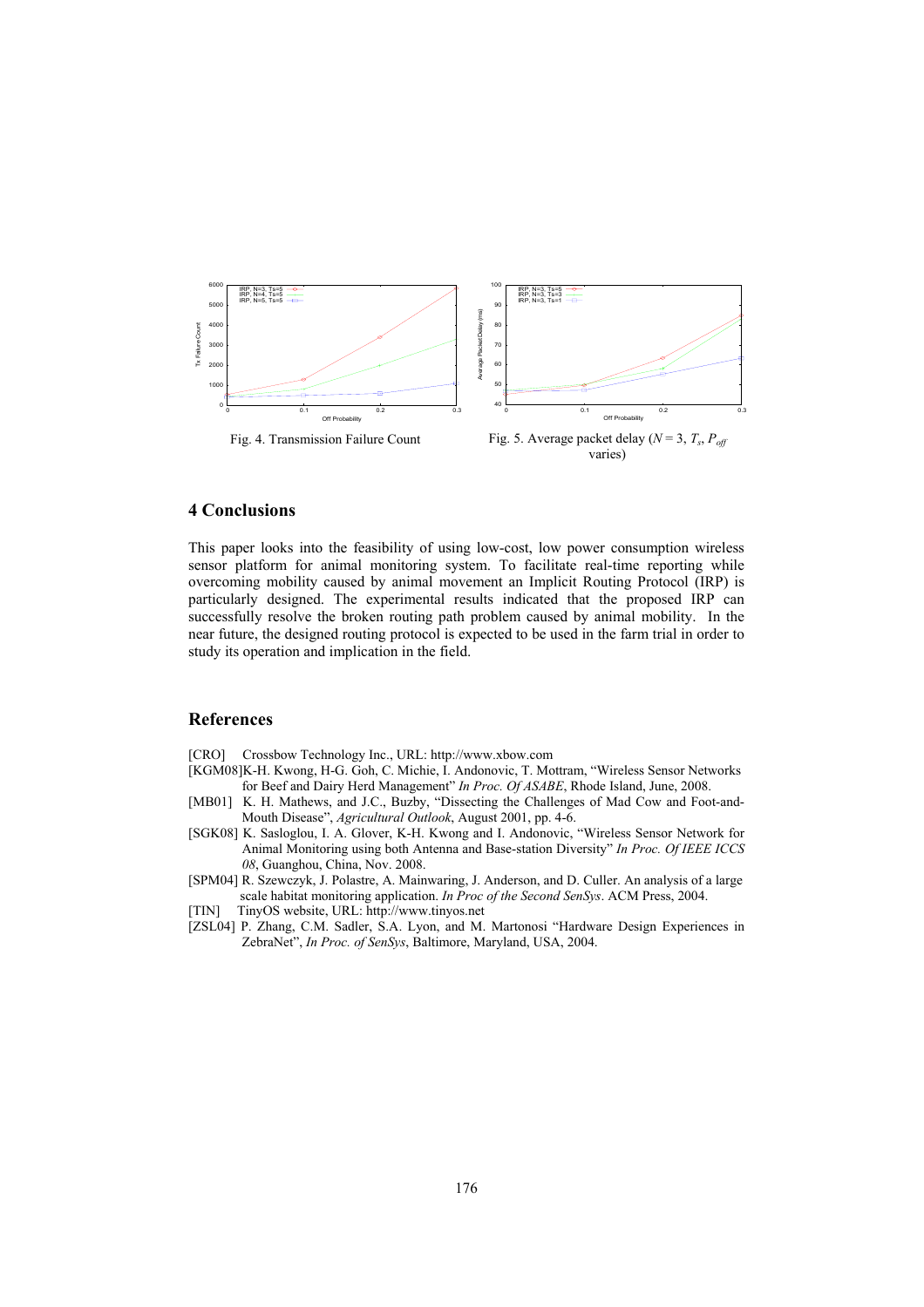6000
5000
4000
3000
2000
1000
0

Tx Failure Count

0 0.1 0.2 0.3

Off Probability

IRP, N=3, Ts=5
IRP, N=4, Ts=5
IRP, N=5, Ts=5

Fig. 4. Transmission Failure Count

100
90
80
70
60
50
40

Average Packet Delay (ms)

0 0.1 0.2 0.3

Off Probability

IRP, N=3, Ts=5
IRP, N=3, Ts=3
IRP, N=3, Ts=1

Fig. 5. Average packet delay ($N = 3$, $T_s$, $P_{off}$ varies)

## 4 Conclusions

This paper looks into the feasibility of using low-cost, low power consumption wireless sensor platform for animal monitoring system. To facilitate real-time reporting while overcoming mobility caused by animal movement an Implicit Routing Protocol (IRP) is particularly designed. The experimental results indicated that the proposed IRP can successfully resolve the broken routing path problem caused by animal mobility. In the near future, the designed routing protocol is expected to be used in the farm trial in order to study its operation and implication in the field.

## References

[CRO] Crossbow Technology Inc., URL: http://www.xbow.com

[KGM08] K-H. Kwong, H-G. Goh, C. Michie, I. Andonovic, T. Mottram, "Wireless Sensor Networks for Beef and Dairy Herd Management" *In Proc. Of ASABE*, Rhode Island, June, 2008.

[MB01] K. H. Mathews, and J.C., Buzby, "Dissecting the Challenges of Mad Cow and Foot-and-Mouth Disease", *Agricultural Outlook*, August 2001, pp. 4-6.

[SGK08] K. Sasloglou, I. A. Glover, K-H. Kwong and I. Andonovic, "Wireless Sensor Network for Animal Monitoring using both Antenna and Base-station Diversity" *In Proc. Of IEEE ICCS 08*, Guanghou, China, Nov. 2008.

[SPM04] R. Szewczyk, J. Polastre, A. Mainwaring, J. Anderson, and D. Culler. An analysis of a large scale habitat monitoring application. *In Proc of the Second SenSys*. ACM Press, 2004.

[TIN] TinyOS website, URL: http://www.tinyos.net

[ZSL04] P. Zhang, C.M. Sadler, S.A. Lyon, and M. Martonosi "Hardware Design Experiences in ZebraNet", *In Proc. of SenSys*, Baltimore, Maryland, USA, 2004.